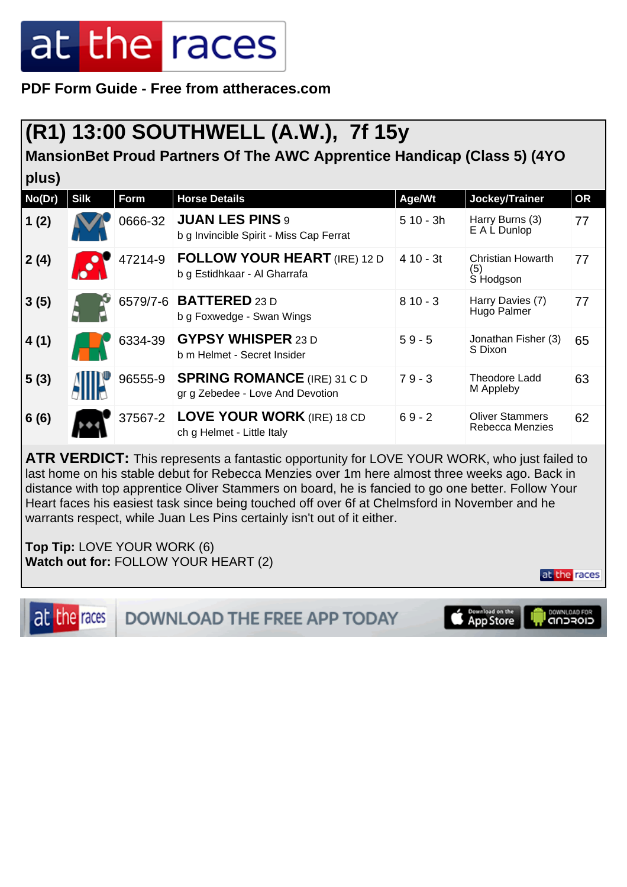**PDF Form Guide - Free from attheraces.com**

# (R1) 13:00 SOUTHWELL (A.W.), 7f 15y

## MansionBet Proud Partners Of The AWC Apprentice Handicap (Class 5) (4YO plus)

| No(Dr) | Silk | Form | Horse Details | Age/Wt | Jockey/Trainer | OR |
|---|---|---|---|---|---|---|
| 1 (2) | | 0666-32 | **JUAN LES PINS** 9<br>b g Invincible Spirit - Miss Cap Ferrat | 5 10 - 3h | Harry Burns (3)<br>E A L Dunlop | 77 |
| 2 (4) | | 47214-9 | **FOLLOW YOUR HEART** (IRE) 12 D<br>b g Estidhkaar - Al Gharrafa | 4 10 - 3t | Christian Howarth (5)<br>S Hodgson | 77 |
| 3 (5) | | 6579/7-6 | **BATTERED** 23 D<br>b g Foxwedge - Swan Wings | 8 10 - 3 | Harry Davies (7)<br>Hugo Palmer | 77 |
| 4 (1) | | 6334-39 | **GYPSY WHISPER** 23 D<br>b m Helmet - Secret Insider | 5 9 - 5 | Jonathan Fisher (3)<br>S Dixon | 65 |
| 5 (3) | | 96555-9 | **SPRING ROMANCE** (IRE) 31 C D<br>gr g Zebedee - Love And Devotion | 7 9 - 3 | Theodore Ladd<br>M Appleby | 63 |
| 6 (6) | | 37567-2 | **LOVE YOUR WORK** (IRE) 18 CD<br>ch g Helmet - Little Italy | 6 9 - 2 | Oliver Stammers<br>Rebecca Menzies | 62 |

**ATR VERDICT:** This represents a fantastic opportunity for LOVE YOUR WORK, who just failed to last home on his stable debut for Rebecca Menzies over 1m here almost three weeks ago. Back in distance with top apprentice Oliver Stammers on board, he is fancied to go one better. Follow Your Heart faces his easiest task since being touched off over 6f at Chelmsford in November and he warrants respect, while Juan Les Pins certainly isn't out of it either.

**Top Tip:** LOVE YOUR WORK (6)
**Watch out for:** FOLLOW YOUR HEART (2)

DOWNLOAD THE FREE APP TODAY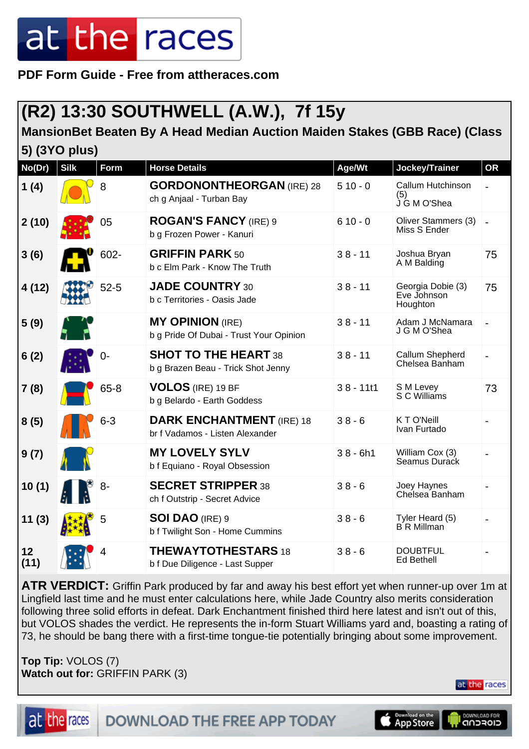# at the races

**PDF Form Guide - Free from attheraces.com**

## (R2) 13:30 SOUTHWELL (A.W.), 7f 15y

### MansionBet Beaten By A Head Median Auction Maiden Stakes (GBB Race) (Class 5) (3YO plus)

| No(Dr) | Silk | Form | Horse Details | Age/Wt | Jockey/Trainer | OR |
|---|---|---|---|---|---|---|
| 1 (4) | | 8 | **GORDONONTHEORGAN** (IRE) 28<br>ch g Anjaal - Turban Bay | 5 10 - 0 | Callum Hutchinson (5)<br>J G M O'Shea | - |
| 2 (10) | | 05 | **ROGAN'S FANCY** (IRE) 9<br>b g Frozen Power - Kanuri | 6 10 - 0 | Oliver Stammers (3)<br>Miss S Ender | - |
| 3 (6) | | 602- | **GRIFFIN PARK** 50<br>b c Elm Park - Know The Truth | 3 8 - 11 | Joshua Bryan<br>A M Balding | 75 |
| 4 (12) | | 52-5 | **JADE COUNTRY** 30<br>b c Territories - Oasis Jade | 3 8 - 11 | Georgia Dobie (3)<br>Eve Johnson Houghton | 75 |
| 5 (9) | | | **MY OPINION** (IRE)<br>b g Pride Of Dubai - Trust Your Opinion | 3 8 - 11 | Adam J McNamara<br>J G M O'Shea | - |
| 6 (2) | | 0- | **SHOT TO THE HEART** 38<br>b g Brazen Beau - Trick Shot Jenny | 3 8 - 11 | Callum Shepherd<br>Chelsea Banham | - |
| 7 (8) | | 65-8 | **VOLOS** (IRE) 19 BF<br>b g Belardo - Earth Goddess | 3 8 - 11t1 | S M Levey<br>S C Williams | 73 |
| 8 (5) | | 6-3 | **DARK ENCHANTMENT** (IRE) 18<br>br f Vadamos - Listen Alexander | 3 8 - 6 | K T O'Neill<br>Ivan Furtado | - |
| 9 (7) | | | **MY LOVELY SYLV**<br>b f Equiano - Royal Obsession | 3 8 - 6h1 | William Cox (3)<br>Seamus Durack | - |
| 10 (1) | | 8- | **SECRET STRIPPER** 38<br>ch f Outstrip - Secret Advice | 3 8 - 6 | Joey Haynes<br>Chelsea Banham | - |
| 11 (3) | | 5 | **SOI DAO** (IRE) 9<br>b f Twilight Son - Home Cummins | 3 8 - 6 | Tyler Heard (5)<br>B R Millman | - |
| 12 (11) | | 4 | **THEWAYTOTHESTARS** 18<br>b f Due Diligence - Last Supper | 3 8 - 6 | DOUBTFUL<br>Ed Bethell | - |

**ATR VERDICT:** Griffin Park produced by far and away his best effort yet when runner-up over 1m at Lingfield last time and he must enter calculations here, while Jade Country also merits consideration following three solid efforts in defeat. Dark Enchantment finished third here latest and isn't out of this, but VOLOS shades the verdict. He represents the in-form Stuart Williams yard and, boasting a rating of 73, he should be bang there with a first-time tongue-tie potentially bringing about some improvement.

**Top Tip:** VOLOS (7)
**Watch out for:** GRIFFIN PARK (3)

DOWNLOAD THE FREE APP TODAY